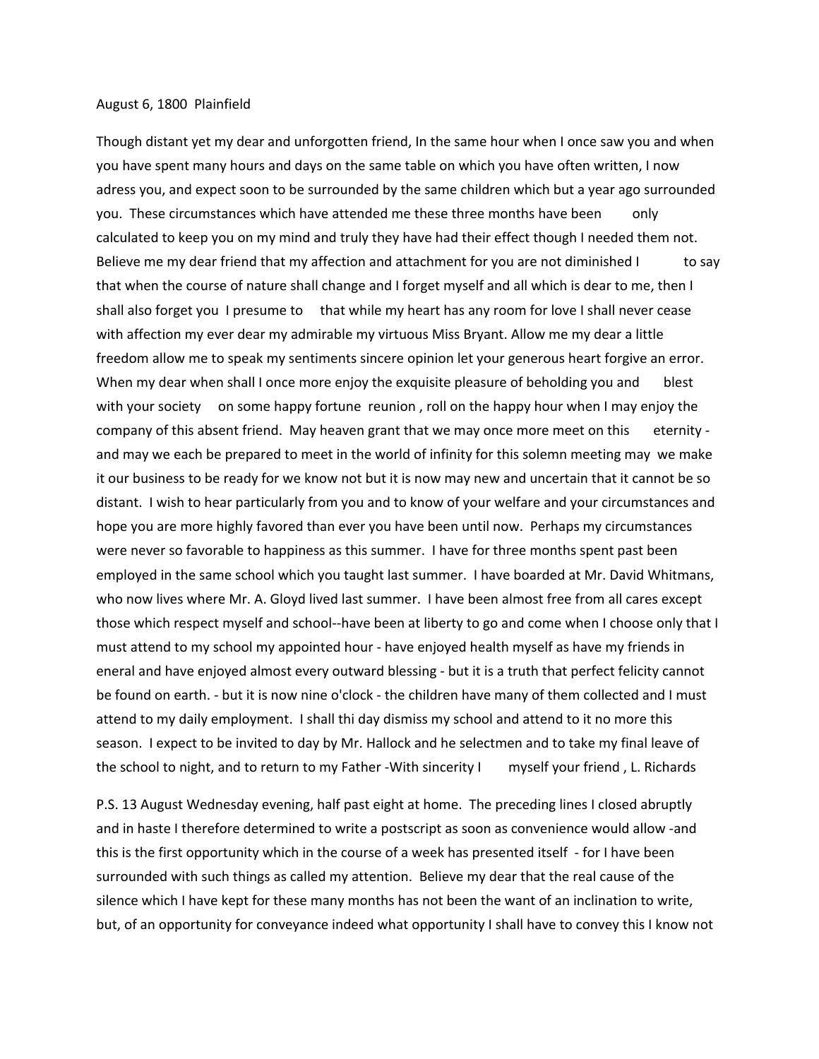August 6, 1800 Plainfield

Though distant yet my dear and unforgotten friend, In the same hour when I once saw you and when you have spent many hours and days on the same table on which you have often written, I now adress you, and expect soon to be surrounded by the same children which but a year ago surrounded you. These circumstances which have attended me these three months have been only calculated to keep you on my mind and truly they have had their effect though I needed them not. Believe me my dear friend that my affection and attachment for you are not diminished I to say that when the course of nature shall change and I forget myself and all which is dear to me, then I shall also forget you I presume to that while my heart has any room for love I shall never cease with affection my ever dear my admirable my virtuous Miss Bryant. Allow me my dear a little freedom allow me to speak my sentiments sincere opinion let your generous heart forgive an error. When my dear when shall I once more enjoy the exquisite pleasure of beholding you and blest with your society on some happy fortune reunion , roll on the happy hour when I may enjoy the company of this absent friend. May heaven grant that we may once more meet on this eternity - and may we each be prepared to meet in the world of infinity for this solemn meeting may we make it our business to be ready for we know not but it is now may new and uncertain that it cannot be so distant. I wish to hear particularly from you and to know of your welfare and your circumstances and hope you are more highly favored than ever you have been until now. Perhaps my circumstances were never so favorable to happiness as this summer. I have for three months spent past been employed in the same school which you taught last summer. I have boarded at Mr. David Whitmans, who now lives where Mr. A. Gloyd lived last summer. I have been almost free from all cares except those which respect myself and school--have been at liberty to go and come when I choose only that I must attend to my school my appointed hour - have enjoyed health myself as have my friends in eneral and have enjoyed almost every outward blessing - but it is a truth that perfect felicity cannot be found on earth. - but it is now nine o'clock - the children have many of them collected and I must attend to my daily employment. I shall thi day dismiss my school and attend to it no more this season. I expect to be invited to day by Mr. Hallock and he selectmen and to take my final leave of the school to night, and to return to my Father -With sincerity I myself your friend , L. Richards

P.S. 13 August Wednesday evening, half past eight at home. The preceding lines I closed abruptly and in haste I therefore determined to write a postscript as soon as convenience would allow -and this is the first opportunity which in the course of a week has presented itself - for I have been surrounded with such things as called my attention. Believe my dear that the real cause of the silence which I have kept for these many months has not been the want of an inclination to write, but, of an opportunity for conveyance indeed what opportunity I shall have to convey this I know not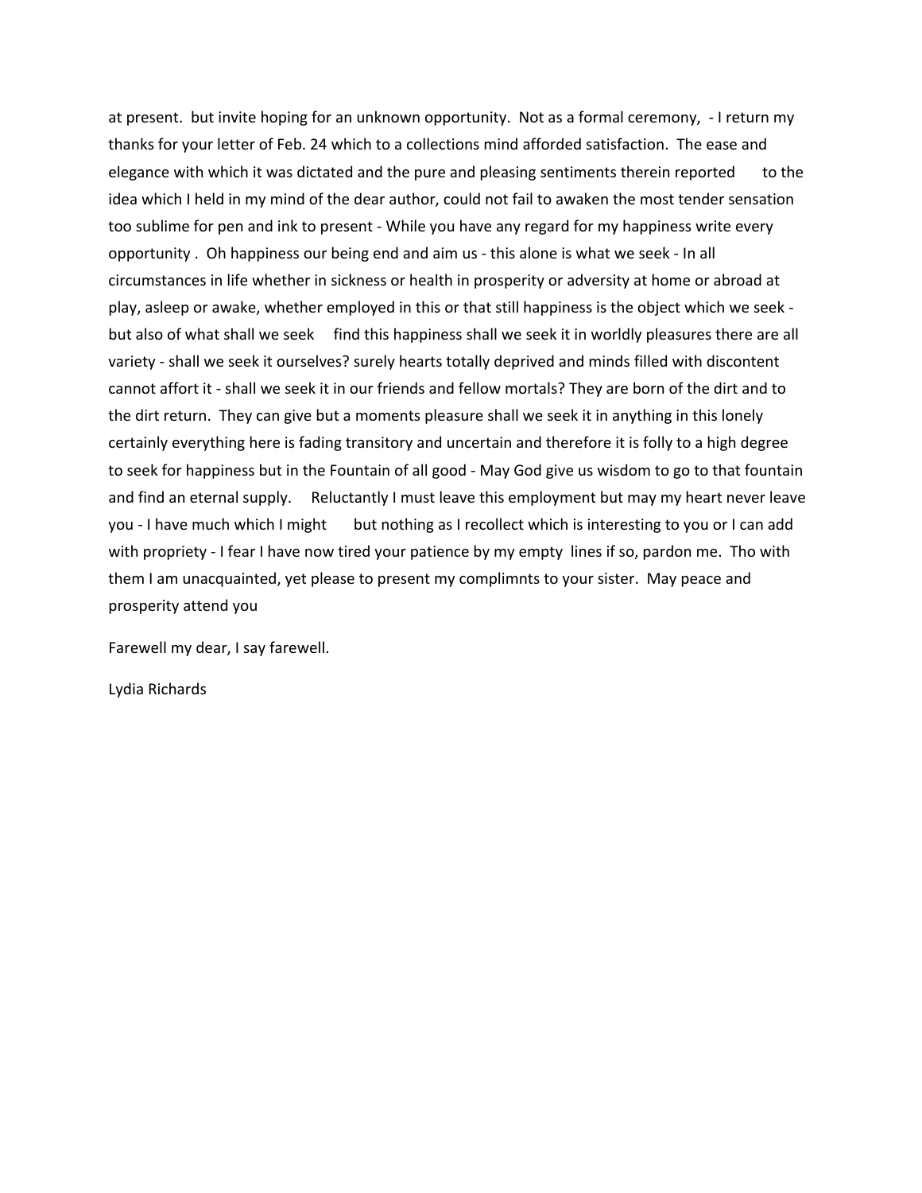at present. but invite hoping for an unknown opportunity. Not as a formal ceremony, - I return my thanks for your letter of Feb. 24 which to a collections mind afforded satisfaction. The ease and elegance with which it was dictated and the pure and pleasing sentiments therein reported to the idea which I held in my mind of the dear author, could not fail to awaken the most tender sensation too sublime for pen and ink to present - While you have any regard for my happiness write every opportunity . Oh happiness our being end and aim us - this alone is what we seek - In all circumstances in life whether in sickness or health in prosperity or adversity at home or abroad at play, asleep or awake, whether employed in this or that still happiness is the object which we seek - but also of what shall we seek find this happiness shall we seek it in worldly pleasures there are all variety - shall we seek it ourselves? surely hearts totally deprived and minds filled with discontent cannot affort it - shall we seek it in our friends and fellow mortals? They are born of the dirt and to the dirt return. They can give but a moments pleasure shall we seek it in anything in this lonely certainly everything here is fading transitory and uncertain and therefore it is folly to a high degree to seek for happiness but in the Fountain of all good - May God give us wisdom to go to that fountain and find an eternal supply. Reluctantly I must leave this employment but may my heart never leave you - I have much which I might but nothing as I recollect which is interesting to you or I can add with propriety - I fear I have now tired your patience by my empty lines if so, pardon me. Tho with them I am unacquainted, yet please to present my complimnts to your sister. May peace and prosperity attend you

Farewell my dear, I say farewell.

Lydia Richards